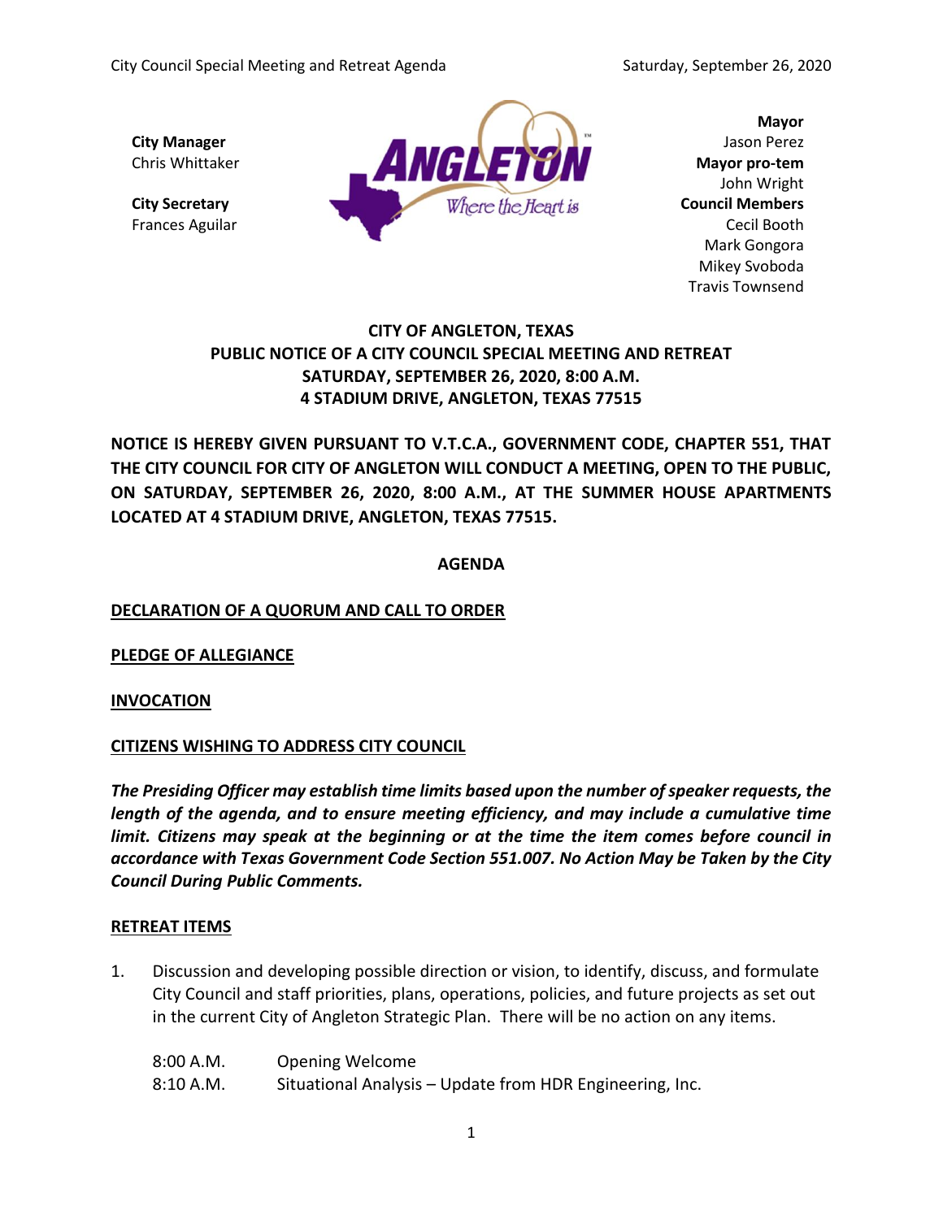**City Manager**
Chris Whittaker

**City Secretary**
Frances Aguilar

**Mayor**
Jason Perez
**Mayor pro-tem**
John Wright
**Council Members**
Cecil Booth
Mark Gongora
Mikey Svoboda
Travis Townsend

# CITY OF ANGLETON, TEXAS
## PUBLIC NOTICE OF A CITY COUNCIL SPECIAL MEETING AND RETREAT
## SATURDAY, SEPTEMBER 26, 2020, 8:00 A.M.
## 4 STADIUM DRIVE, ANGLETON, TEXAS 77515

**NOTICE IS HEREBY GIVEN PURSUANT TO V.T.C.A., GOVERNMENT CODE, CHAPTER 551, THAT THE CITY COUNCIL FOR CITY OF ANGLETON WILL CONDUCT A MEETING, OPEN TO THE PUBLIC, ON SATURDAY, SEPTEMBER 26, 2020, 8:00 A.M., AT THE SUMMER HOUSE APARTMENTS LOCATED AT 4 STADIUM DRIVE, ANGLETON, TEXAS 77515.**

**AGENDA**

**DECLARATION OF A QUORUM AND CALL TO ORDER**

**PLEDGE OF ALLEGIANCE**

**INVOCATION**

**CITIZENS WISHING TO ADDRESS CITY COUNCIL**

***The Presiding Officer may establish time limits based upon the number of speaker requests, the length of the agenda, and to ensure meeting efficiency, and may include a cumulative time limit. Citizens may speak at the beginning or at the time the item comes before council in accordance with Texas Government Code Section 551.007. No Action May be Taken by the City Council During Public Comments.***

**RETREAT ITEMS**

1. Discussion and developing possible direction or vision, to identify, discuss, and formulate City Council and staff priorities, plans, operations, policies, and future projects as set out in the current City of Angleton Strategic Plan. There will be no action on any items.

| | |
|---|---|
| 8:00 A.M. | Opening Welcome |
| 8:10 A.M. | Situational Analysis – Update from HDR Engineering, Inc. |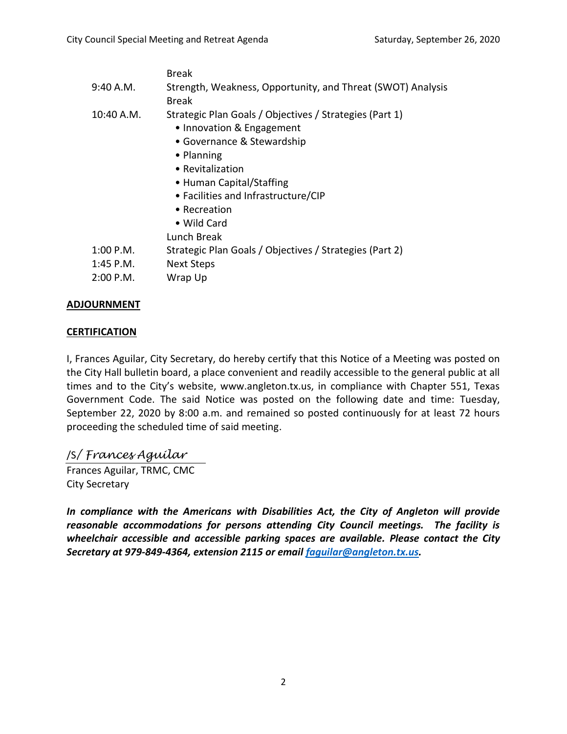| | |
|---|---|
| | Break |
| 9:40 A.M. | Strength, Weakness, Opportunity, and Threat (SWOT) Analysis |
| | Break |
| 10:40 A.M. | Strategic Plan Goals / Objectives / Strategies (Part 1)<br>• Innovation & Engagement<br>• Governance & Stewardship<br>• Planning<br>• Revitalization<br>• Human Capital/Staffing<br>• Facilities and Infrastructure/CIP<br>• Recreation<br>• Wild Card |
| | Lunch Break |
| 1:00 P.M. | Strategic Plan Goals / Objectives / Strategies (Part 2) |
| 1:45 P.M. | Next Steps |
| 2:00 P.M. | Wrap Up |

**ADJOURNMENT**

**CERTIFICATION**

I, Frances Aguilar, City Secretary, do hereby certify that this Notice of a Meeting was posted on the City Hall bulletin board, a place convenient and readily accessible to the general public at all times and to the City's website, www.angleton.tx.us, in compliance with Chapter 551, Texas Government Code. The said Notice was posted on the following date and time: Tuesday, September 22, 2020 by 8:00 a.m. and remained so posted continuously for at least 72 hours proceeding the scheduled time of said meeting.

/S/ *Frances Aguilar*

Frances Aguilar, TRMC, CMC
City Secretary

***In compliance with the Americans with Disabilities Act, the City of Angleton will provide reasonable accommodations for persons attending City Council meetings. The facility is wheelchair accessible and accessible parking spaces are available. Please contact the City Secretary at 979-849-4364, extension 2115 or email faguilar@angleton.tx.us.***